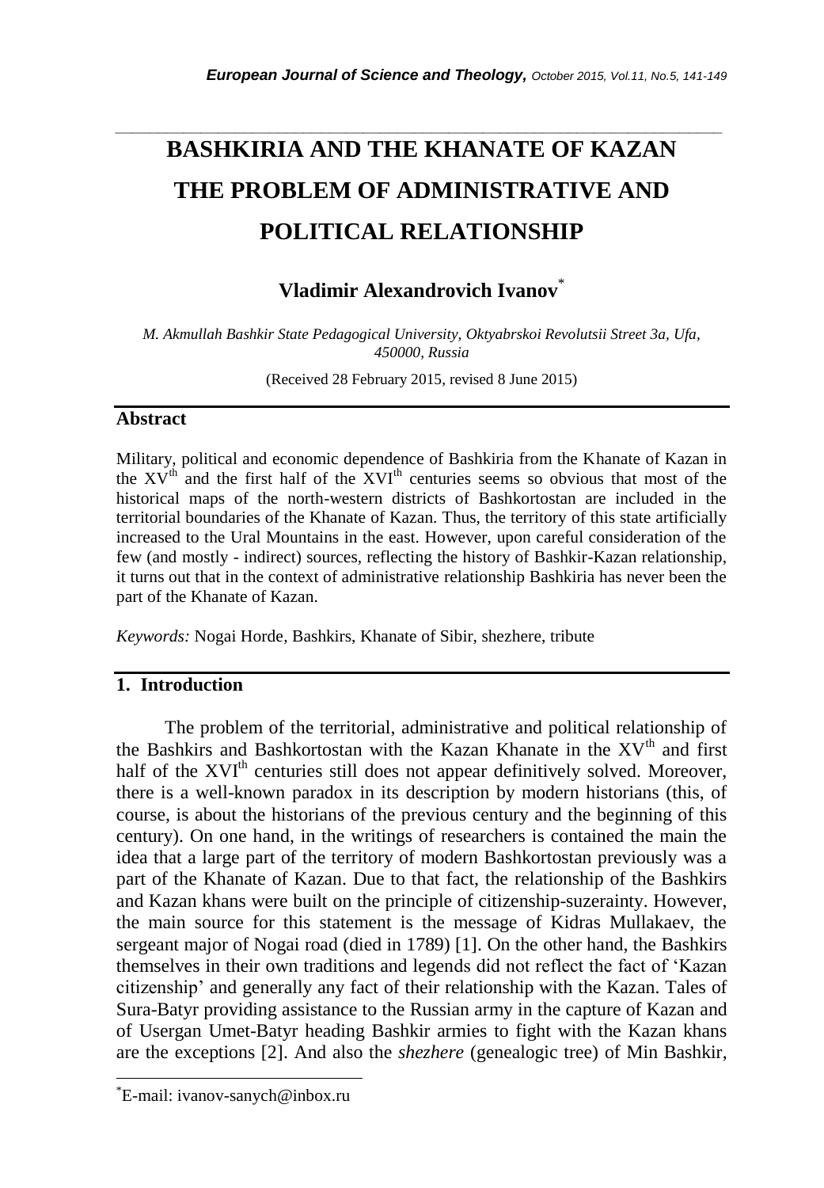# BASHKIRIA AND THE KHANATE OF KAZAN THE PROBLEM OF ADMINISTRATIVE AND POLITICAL RELATIONSHIP

**Vladimir Alexandrovich Ivanov***

*M. Akmullah Bashkir State Pedagogical University, Oktyabrskoi Revolutsii Street 3a, Ufa, 450000, Russia*

(Received 28 February 2015, revised 8 June 2015)

## Abstract

Military, political and economic dependence of Bashkiria from the Khanate of Kazan in the XV[th] and the first half of the XVI[th] centuries seems so obvious that most of the historical maps of the north-western districts of Bashkortostan are included in the territorial boundaries of the Khanate of Kazan. Thus, the territory of this state artificially increased to the Ural Mountains in the east. However, upon careful consideration of the few (and mostly - indirect) sources, reflecting the history of Bashkir-Kazan relationship, it turns out that in the context of administrative relationship Bashkiria has never been the part of the Khanate of Kazan.

*Keywords:* Nogai Horde, Bashkirs, Khanate of Sibir, shezhere, tribute

## 1. Introduction

The problem of the territorial, administrative and political relationship of the Bashkirs and Bashkortostan with the Kazan Khanate in the XV[th] and first half of the XVI[th] centuries still does not appear definitively solved. Moreover, there is a well-known paradox in its description by modern historians (this, of course, is about the historians of the previous century and the beginning of this century). On one hand, in the writings of researchers is contained the main the idea that a large part of the territory of modern Bashkortostan previously was a part of the Khanate of Kazan. Due to that fact, the relationship of the Bashkirs and Kazan khans were built on the principle of citizenship-suzerainty. However, the main source for this statement is the message of Kidras Mullakaev, the sergeant major of Nogai road (died in 1789) [1]. On the other hand, the Bashkirs themselves in their own traditions and legends did not reflect the fact of 'Kazan citizenship' and generally any fact of their relationship with the Kazan. Tales of Sura-Batyr providing assistance to the Russian army in the capture of Kazan and of Usergan Umet-Batyr heading Bashkir armies to fight with the Kazan khans are the exceptions [2]. And also the *shezhere* (genealogic tree) of Min Bashkir,

*E-mail: ivanov-sanych@inbox.ru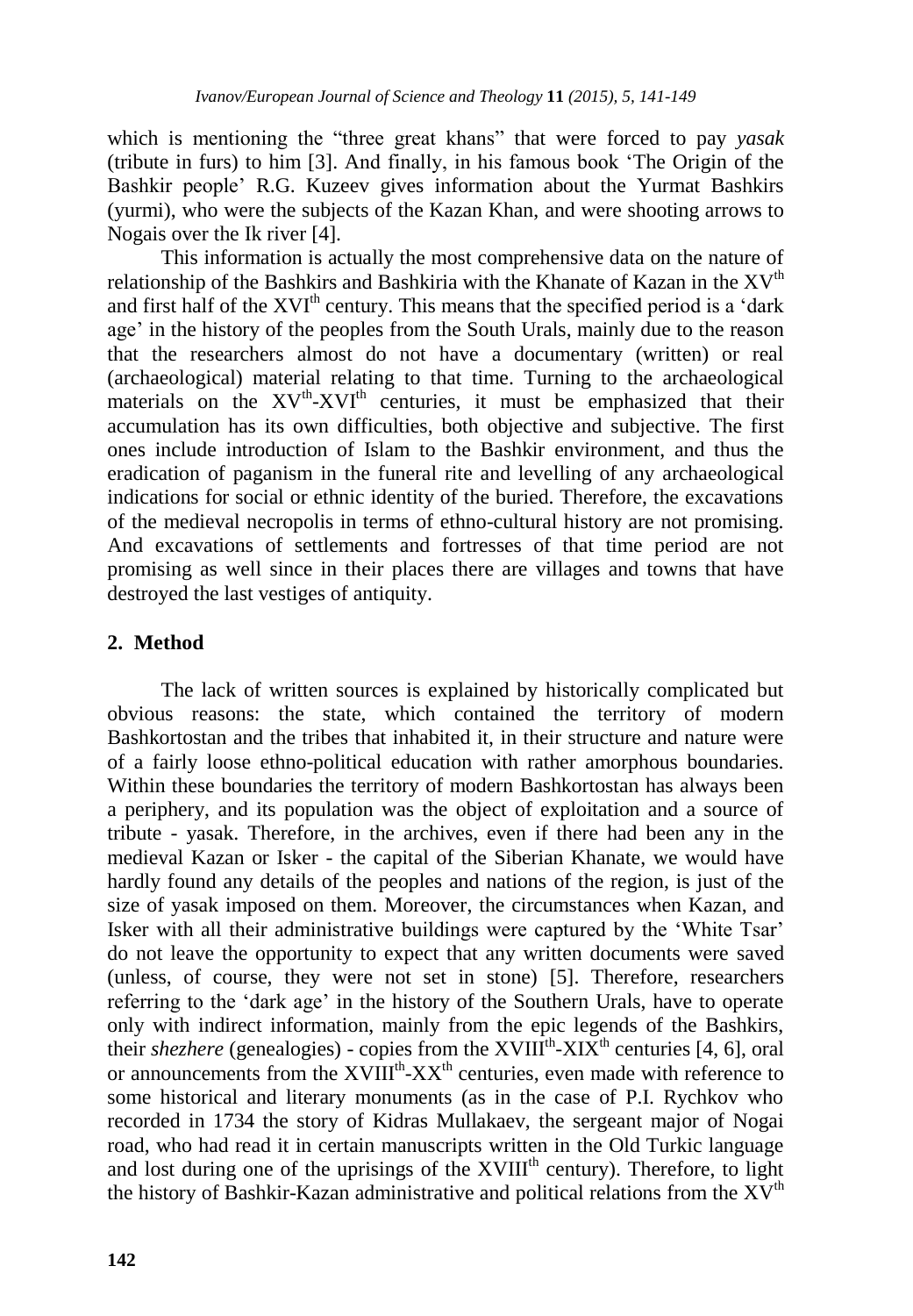which is mentioning the "three great khans" that were forced to pay *yasak* (tribute in furs) to him [3]. And finally, in his famous book 'The Origin of the Bashkir people' R.G. Kuzeev gives information about the Yurmat Bashkirs (yurmi), who were the subjects of the Kazan Khan, and were shooting arrows to Nogais over the Ik river [4].

This information is actually the most comprehensive data on the nature of relationship of the Bashkirs and Bashkiria with the Khanate of Kazan in the XV$^{th}$ and first half of the XVI$^{th}$ century. This means that the specified period is a 'dark age' in the history of the peoples from the South Urals, mainly due to the reason that the researchers almost do not have a documentary (written) or real (archaeological) material relating to that time. Turning to the archaeological materials on the XV$^{th}$-XVI$^{th}$ centuries, it must be emphasized that their accumulation has its own difficulties, both objective and subjective. The first ones include introduction of Islam to the Bashkir environment, and thus the eradication of paganism in the funeral rite and levelling of any archaeological indications for social or ethnic identity of the buried. Therefore, the excavations of the medieval necropolis in terms of ethno-cultural history are not promising. And excavations of settlements and fortresses of that time period are not promising as well since in their places there are villages and towns that have destroyed the last vestiges of antiquity.

## 2. Method

The lack of written sources is explained by historically complicated but obvious reasons: the state, which contained the territory of modern Bashkortostan and the tribes that inhabited it, in their structure and nature were of a fairly loose ethno-political education with rather amorphous boundaries. Within these boundaries the territory of modern Bashkortostan has always been a periphery, and its population was the object of exploitation and a source of tribute - yasak. Therefore, in the archives, even if there had been any in the medieval Kazan or Isker - the capital of the Siberian Khanate, we would have hardly found any details of the peoples and nations of the region, is just of the size of yasak imposed on them. Moreover, the circumstances when Kazan, and Isker with all their administrative buildings were captured by the 'White Tsar' do not leave the opportunity to expect that any written documents were saved (unless, of course, they were not set in stone) [5]. Therefore, researchers referring to the 'dark age' in the history of the Southern Urals, have to operate only with indirect information, mainly from the epic legends of the Bashkirs, their *shezhere* (genealogies) - copies from the XVIII$^{th}$-XIX$^{th}$ centuries [4, 6], oral or announcements from the XVIII$^{th}$-XX$^{th}$ centuries, even made with reference to some historical and literary monuments (as in the case of P.I. Rychkov who recorded in 1734 the story of Kidras Mullakaev, the sergeant major of Nogai road, who had read it in certain manuscripts written in the Old Turkic language and lost during one of the uprisings of the XVIII$^{th}$ century). Therefore, to light the history of Bashkir-Kazan administrative and political relations from the XV$^{th}$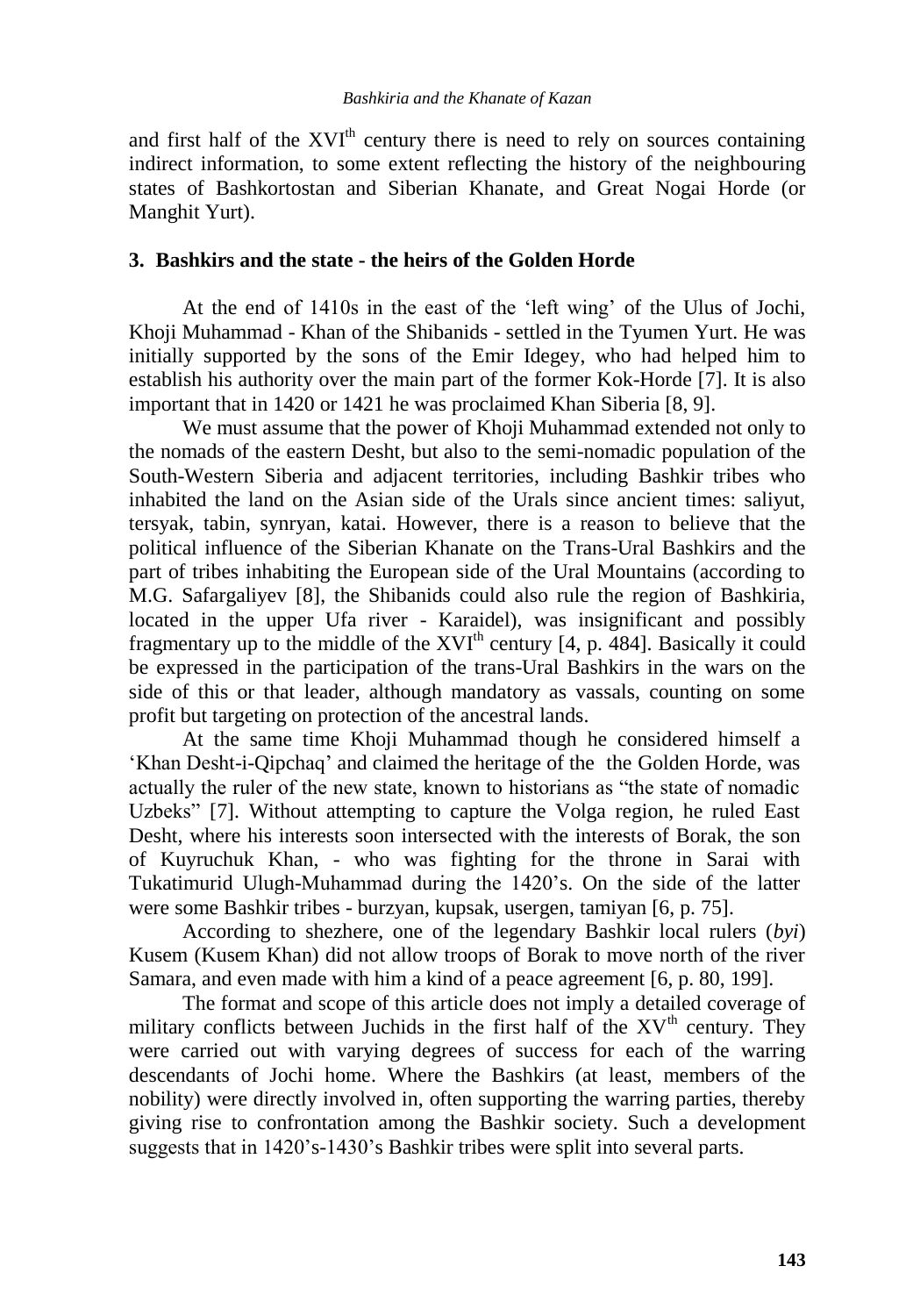and first half of the XVI<sup>th</sup> century there is need to rely on sources containing indirect information, to some extent reflecting the history of the neighbouring states of Bashkortostan and Siberian Khanate, and Great Nogai Horde (or Manghit Yurt).

## 3. Bashkirs and the state - the heirs of the Golden Horde

At the end of 1410s in the east of the 'left wing' of the Ulus of Jochi, Khoji Muhammad - Khan of the Shibanids - settled in the Tyumen Yurt. He was initially supported by the sons of the Emir Idegey, who had helped him to establish his authority over the main part of the former Kok-Horde [7]. It is also important that in 1420 or 1421 he was proclaimed Khan Siberia [8, 9].

We must assume that the power of Khoji Muhammad extended not only to the nomads of the eastern Desht, but also to the semi-nomadic population of the South-Western Siberia and adjacent territories, including Bashkir tribes who inhabited the land on the Asian side of the Urals since ancient times: saliyut, tersyak, tabin, synryan, katai. However, there is a reason to believe that the political influence of the Siberian Khanate on the Trans-Ural Bashkirs and the part of tribes inhabiting the European side of the Ural Mountains (according to M.G. Safargaliyev [8], the Shibanids could also rule the region of Bashkiria, located in the upper Ufa river - Karaidel), was insignificant and possibly fragmentary up to the middle of the XVI<sup>th</sup> century [4, p. 484]. Basically it could be expressed in the participation of the trans-Ural Bashkirs in the wars on the side of this or that leader, although mandatory as vassals, counting on some profit but targeting on protection of the ancestral lands.

At the same time Khoji Muhammad though he considered himself a 'Khan Desht-i-Qipchaq' and claimed the heritage of the the Golden Horde, was actually the ruler of the new state, known to historians as "the state of nomadic Uzbeks" [7]. Without attempting to capture the Volga region, he ruled East Desht, where his interests soon intersected with the interests of Borak, the son of Kuyruchuk Khan, - who was fighting for the throne in Sarai with Tukatimurid Ulugh-Muhammad during the 1420's. On the side of the latter were some Bashkir tribes - burzyan, kupsak, usergen, tamiyan [6, p. 75].

According to shezhere, one of the legendary Bashkir local rulers (*byi*) Kusem (Kusem Khan) did not allow troops of Borak to move north of the river Samara, and even made with him a kind of a peace agreement [6, p. 80, 199].

The format and scope of this article does not imply a detailed coverage of military conflicts between Juchids in the first half of the XV<sup>th</sup> century. They were carried out with varying degrees of success for each of the warring descendants of Jochi home. Where the Bashkirs (at least, members of the nobility) were directly involved in, often supporting the warring parties, thereby giving rise to confrontation among the Bashkir society. Such a development suggests that in 1420's-1430's Bashkir tribes were split into several parts.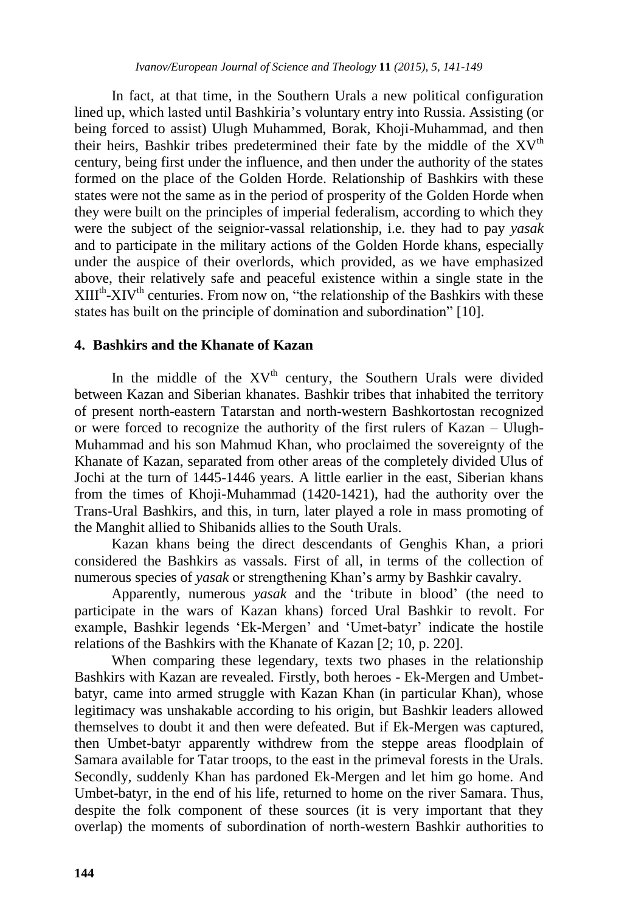In fact, at that time, in the Southern Urals a new political configuration lined up, which lasted until Bashkiria's voluntary entry into Russia. Assisting (or being forced to assist) Ulugh Muhammed, Borak, Khoji-Muhammad, and then their heirs, Bashkir tribes predetermined their fate by the middle of the XV[th] century, being first under the influence, and then under the authority of the states formed on the place of the Golden Horde. Relationship of Bashkirs with these states were not the same as in the period of prosperity of the Golden Horde when they were built on the principles of imperial federalism, according to which they were the subject of the seignior-vassal relationship, i.e. they had to pay *yasak* and to participate in the military actions of the Golden Horde khans, especially under the auspice of their overlords, which provided, as we have emphasized above, their relatively safe and peaceful existence within a single state in the XIII[th]-XIV[th] centuries. From now on, "the relationship of the Bashkirs with these states has built on the principle of domination and subordination" [10].

## 4. Bashkirs and the Khanate of Kazan

In the middle of the XV[th] century, the Southern Urals were divided between Kazan and Siberian khanates. Bashkir tribes that inhabited the territory of present north-eastern Tatarstan and north-western Bashkortostan recognized or were forced to recognize the authority of the first rulers of Kazan – Ulugh-Muhammad and his son Mahmud Khan, who proclaimed the sovereignty of the Khanate of Kazan, separated from other areas of the completely divided Ulus of Jochi at the turn of 1445-1446 years. A little earlier in the east, Siberian khans from the times of Khoji-Muhammad (1420-1421), had the authority over the Trans-Ural Bashkirs, and this, in turn, later played a role in mass promoting of the Manghit allied to Shibanids allies to the South Urals.

Kazan khans being the direct descendants of Genghis Khan, a priori considered the Bashkirs as vassals. First of all, in terms of the collection of numerous species of *yasak* or strengthening Khan's army by Bashkir cavalry.

Apparently, numerous *yasak* and the 'tribute in blood' (the need to participate in the wars of Kazan khans) forced Ural Bashkir to revolt. For example, Bashkir legends 'Ek-Mergen' and 'Umet-batyr' indicate the hostile relations of the Bashkirs with the Khanate of Kazan [2; 10, p. 220].

When comparing these legendary, texts two phases in the relationship Bashkirs with Kazan are revealed. Firstly, both heroes - Ek-Mergen and Umbet-batyr, came into armed struggle with Kazan Khan (in particular Khan), whose legitimacy was unshakable according to his origin, but Bashkir leaders allowed themselves to doubt it and then were defeated. But if Ek-Mergen was captured, then Umbet-batyr apparently withdrew from the steppe areas floodplain of Samara available for Tatar troops, to the east in the primeval forests in the Urals. Secondly, suddenly Khan has pardoned Ek-Mergen and let him go home. And Umbet-batyr, in the end of his life, returned to home on the river Samara. Thus, despite the folk component of these sources (it is very important that they overlap) the moments of subordination of north-western Bashkir authorities to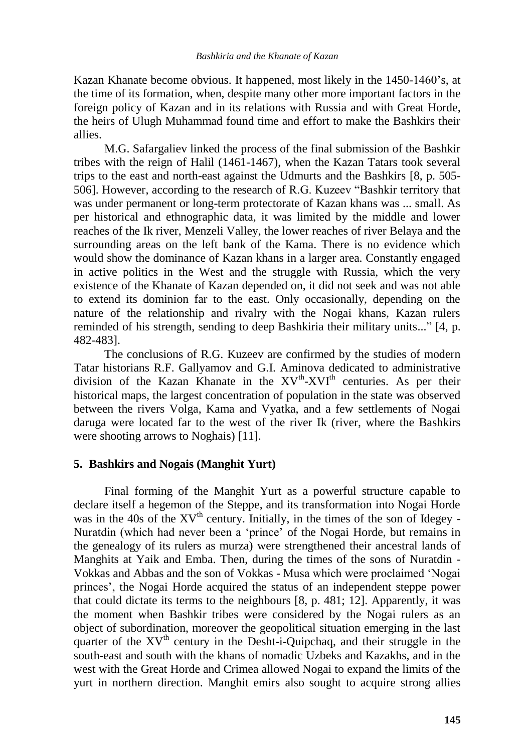Kazan Khanate become obvious. It happened, most likely in the 1450-1460's, at the time of its formation, when, despite many other more important factors in the foreign policy of Kazan and in its relations with Russia and with Great Horde, the heirs of Ulugh Muhammad found time and effort to make the Bashkirs their allies.

M.G. Safargaliev linked the process of the final submission of the Bashkir tribes with the reign of Halil (1461-1467), when the Kazan Tatars took several trips to the east and north-east against the Udmurts and the Bashkirs [8, p. 505-506]. However, according to the research of R.G. Kuzeev "Bashkir territory that was under permanent or long-term protectorate of Kazan khans was ... small. As per historical and ethnographic data, it was limited by the middle and lower reaches of the Ik river, Menzeli Valley, the lower reaches of river Belaya and the surrounding areas on the left bank of the Kama. There is no evidence which would show the dominance of Kazan khans in a larger area. Constantly engaged in active politics in the West and the struggle with Russia, which the very existence of the Khanate of Kazan depended on, it did not seek and was not able to extend its dominion far to the east. Only occasionally, depending on the nature of the relationship and rivalry with the Nogai khans, Kazan rulers reminded of his strength, sending to deep Bashkiria their military units..." [4, p. 482-483].

The conclusions of R.G. Kuzeev are confirmed by the studies of modern Tatar historians R.F. Gallyamov and G.I. Aminova dedicated to administrative division of the Kazan Khanate in the XV[th]-XVI[th] centuries. As per their historical maps, the largest concentration of population in the state was observed between the rivers Volga, Kama and Vyatka, and a few settlements of Nogai daruga were located far to the west of the river Ik (river, where the Bashkirs were shooting arrows to Noghais) [11].

## 5. Bashkirs and Nogais (Manghit Yurt)

Final forming of the Manghit Yurt as a powerful structure capable to declare itself a hegemon of the Steppe, and its transformation into Nogai Horde was in the 40s of the XV[th] century. Initially, in the times of the son of Idegey - Nuratdin (which had never been a 'prince' of the Nogai Horde, but remains in the genealogy of its rulers as murza) were strengthened their ancestral lands of Manghits at Yaik and Emba. Then, during the times of the sons of Nuratdin - Vokkas and Abbas and the son of Vokkas - Musa which were proclaimed 'Nogai princes', the Nogai Horde acquired the status of an independent steppe power that could dictate its terms to the neighbours [8, p. 481; 12]. Apparently, it was the moment when Bashkir tribes were considered by the Nogai rulers as an object of subordination, moreover the geopolitical situation emerging in the last quarter of the XV[th] century in the Desht-i-Quipchaq, and their struggle in the south-east and south with the khans of nomadic Uzbeks and Kazakhs, and in the west with the Great Horde and Crimea allowed Nogai to expand the limits of the yurt in northern direction. Manghit emirs also sought to acquire strong allies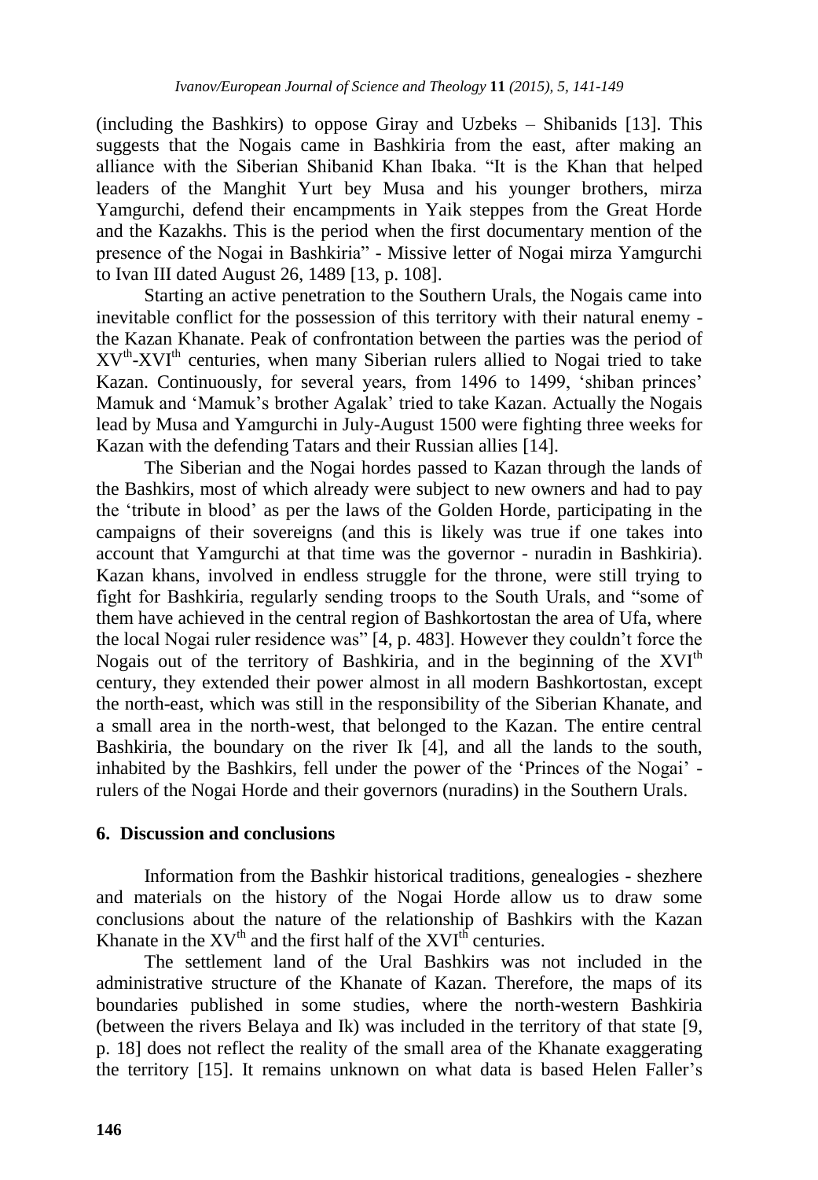(including the Bashkirs) to oppose Giray and Uzbeks – Shibanids [13]. This suggests that the Nogais came in Bashkiria from the east, after making an alliance with the Siberian Shibanid Khan Ibaka. "It is the Khan that helped leaders of the Manghit Yurt bey Musa and his younger brothers, mirza Yamgurchi, defend their encampments in Yaik steppes from the Great Horde and the Kazakhs. This is the period when the first documentary mention of the presence of the Nogai in Bashkiria" - Missive letter of Nogai mirza Yamgurchi to Ivan III dated August 26, 1489 [13, p. 108].

Starting an active penetration to the Southern Urals, the Nogais came into inevitable conflict for the possession of this territory with their natural enemy - the Kazan Khanate. Peak of confrontation between the parties was the period of XV[th]-XVI[th] centuries, when many Siberian rulers allied to Nogai tried to take Kazan. Continuously, for several years, from 1496 to 1499, 'shiban princes' Mamuk and 'Mamuk's brother Agalak' tried to take Kazan. Actually the Nogais lead by Musa and Yamgurchi in July-August 1500 were fighting three weeks for Kazan with the defending Tatars and their Russian allies [14].

The Siberian and the Nogai hordes passed to Kazan through the lands of the Bashkirs, most of which already were subject to new owners and had to pay the 'tribute in blood' as per the laws of the Golden Horde, participating in the campaigns of their sovereigns (and this is likely was true if one takes into account that Yamgurchi at that time was the governor - nuradin in Bashkiria). Kazan khans, involved in endless struggle for the throne, were still trying to fight for Bashkiria, regularly sending troops to the South Urals, and "some of them have achieved in the central region of Bashkortostan the area of Ufa, where the local Nogai ruler residence was" [4, p. 483]. However they couldn't force the Nogais out of the territory of Bashkiria, and in the beginning of the XVI[th] century, they extended their power almost in all modern Bashkortostan, except the north-east, which was still in the responsibility of the Siberian Khanate, and a small area in the north-west, that belonged to the Kazan. The entire central Bashkiria, the boundary on the river Ik [4], and all the lands to the south, inhabited by the Bashkirs, fell under the power of the 'Princes of the Nogai' - rulers of the Nogai Horde and their governors (nuradins) in the Southern Urals.

## 6. Discussion and conclusions

Information from the Bashkir historical traditions, genealogies - shezhere and materials on the history of the Nogai Horde allow us to draw some conclusions about the nature of the relationship of Bashkirs with the Kazan Khanate in the XV[th] and the first half of the XVI[th] centuries.

The settlement land of the Ural Bashkirs was not included in the administrative structure of the Khanate of Kazan. Therefore, the maps of its boundaries published in some studies, where the north-western Bashkiria (between the rivers Belaya and Ik) was included in the territory of that state [9, p. 18] does not reflect the reality of the small area of the Khanate exaggerating the territory [15]. It remains unknown on what data is based Helen Faller's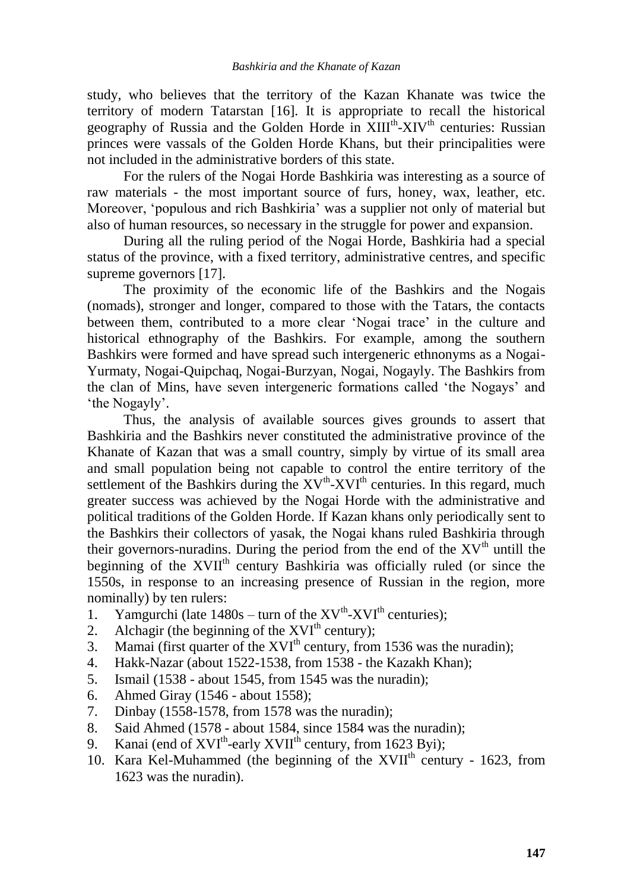study, who believes that the territory of the Kazan Khanate was twice the territory of modern Tatarstan [16]. It is appropriate to recall the historical geography of Russia and the Golden Horde in XIII$^{th}$-XIV$^{th}$ centuries: Russian princes were vassals of the Golden Horde Khans, but their principalities were not included in the administrative borders of this state.

For the rulers of the Nogai Horde Bashkiria was interesting as a source of raw materials - the most important source of furs, honey, wax, leather, etc. Moreover, 'populous and rich Bashkiria' was a supplier not only of material but also of human resources, so necessary in the struggle for power and expansion.

During all the ruling period of the Nogai Horde, Bashkiria had a special status of the province, with a fixed territory, administrative centres, and specific supreme governors [17].

The proximity of the economic life of the Bashkirs and the Nogais (nomads), stronger and longer, compared to those with the Tatars, the contacts between them, contributed to a more clear 'Nogai trace' in the culture and historical ethnography of the Bashkirs. For example, among the southern Bashkirs were formed and have spread such intergeneric ethnonyms as a Nogai-Yurmaty, Nogai-Quipchaq, Nogai-Burzyan, Nogai, Nogayly. The Bashkirs from the clan of Mins, have seven intergeneric formations called 'the Nogays' and 'the Nogayly'.

Thus, the analysis of available sources gives grounds to assert that Bashkiria and the Bashkirs never constituted the administrative province of the Khanate of Kazan that was a small country, simply by virtue of its small area and small population being not capable to control the entire territory of the settlement of the Bashkirs during the XV$^{th}$-XVI$^{th}$ centuries. In this regard, much greater success was achieved by the Nogai Horde with the administrative and political traditions of the Golden Horde. If Kazan khans only periodically sent to the Bashkirs their collectors of yasak, the Nogai khans ruled Bashkiria through their governors-nuradins. During the period from the end of the XV$^{th}$ untill the beginning of the XVII$^{th}$ century Bashkiria was officially ruled (or since the 1550s, in response to an increasing presence of Russian in the region, more nominally) by ten rulers:

1. Yamgurchi (late 1480s – turn of the XV$^{th}$-XVI$^{th}$ centuries);
2. Alchagir (the beginning of the XVI$^{th}$ century);
3. Mamai (first quarter of the XVI$^{th}$ century, from 1536 was the nuradin);
4. Hakk-Nazar (about 1522-1538, from 1538 - the Kazakh Khan);
5. Ismail (1538 - about 1545, from 1545 was the nuradin);
6. Ahmed Giray (1546 - about 1558);
7. Dinbay (1558-1578, from 1578 was the nuradin);
8. Said Ahmed (1578 - about 1584, since 1584 was the nuradin);
9. Kanai (end of XVI$^{th}$-early XVII$^{th}$ century, from 1623 Byi);
10. Kara Kel-Muhammed (the beginning of the XVII$^{th}$ century - 1623, from 1623 was the nuradin).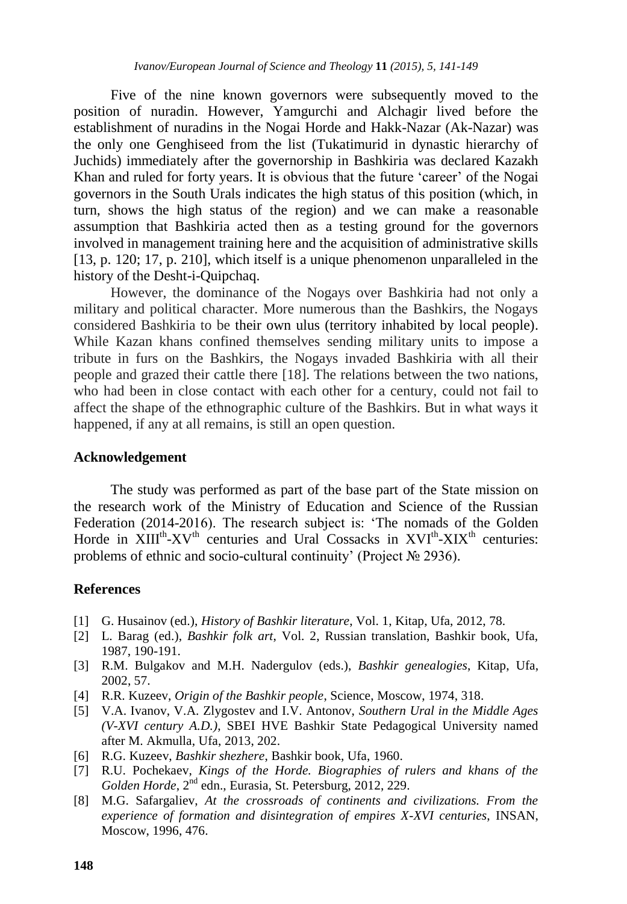Five of the nine known governors were subsequently moved to the position of nuradin. However, Yamgurchi and Alchagir lived before the establishment of nuradins in the Nogai Horde and Hakk-Nazar (Ak-Nazar) was the only one Genghiseed from the list (Tukatimurid in dynastic hierarchy of Juchids) immediately after the governorship in Bashkiria was declared Kazakh Khan and ruled for forty years. It is obvious that the future 'career' of the Nogai governors in the South Urals indicates the high status of this position (which, in turn, shows the high status of the region) and we can make a reasonable assumption that Bashkiria acted then as a testing ground for the governors involved in management training here and the acquisition of administrative skills [13, p. 120; 17, p. 210], which itself is a unique phenomenon unparalleled in the history of the Desht-i-Quipchaq.

However, the dominance of the Nogays over Bashkiria had not only a military and political character. More numerous than the Bashkirs, the Nogays considered Bashkiria to be their own ulus (territory inhabited by local people). While Kazan khans confined themselves sending military units to impose a tribute in furs on the Bashkirs, the Nogays invaded Bashkiria with all their people and grazed their cattle there [18]. The relations between the two nations, who had been in close contact with each other for a century, could not fail to affect the shape of the ethnographic culture of the Bashkirs. But in what ways it happened, if any at all remains, is still an open question.

## Acknowledgement

The study was performed as part of the base part of the State mission on the research work of the Ministry of Education and Science of the Russian Federation (2014-2016). The research subject is: 'The nomads of the Golden Horde in XIII$^{th}$-XV$^{th}$ centuries and Ural Cossacks in XVI$^{th}$-XIX$^{th}$ centuries: problems of ethnic and socio-cultural continuity' (Project № 2936).

## References

[1] G. Husainov (ed.), *History of Bashkir literature*, Vol. 1, Kitap, Ufa, 2012, 78.

[2] L. Barag (ed.), *Bashkir folk art*, Vol. 2, Russian translation, Bashkir book, Ufa, 1987, 190-191.

[3] R.M. Bulgakov and M.H. Nadergulov (eds.), *Bashkir genealogies*, Kitap, Ufa, 2002, 57.

[4] R.R. Kuzeev, *Origin of the Bashkir people*, Science, Moscow, 1974, 318.

[5] V.A. Ivanov, V.A. Zlygostev and I.V. Antonov, *Southern Ural in the Middle Ages (V-XVI century A.D.)*, SBEI HVE Bashkir State Pedagogical University named after M. Akmulla, Ufa, 2013, 202.

[6] R.G. Kuzeev, *Bashkir shezhere*, Bashkir book, Ufa, 1960.

[7] R.U. Pochekaev, *Kings of the Horde. Biographies of rulers and khans of the Golden Horde*, 2$^{nd}$ edn., Eurasia, St. Petersburg, 2012, 229.

[8] M.G. Safargaliev, *At the crossroads of continents and civilizations. From the experience of formation and disintegration of empires X-XVI centuries*, INSAN, Moscow, 1996, 476.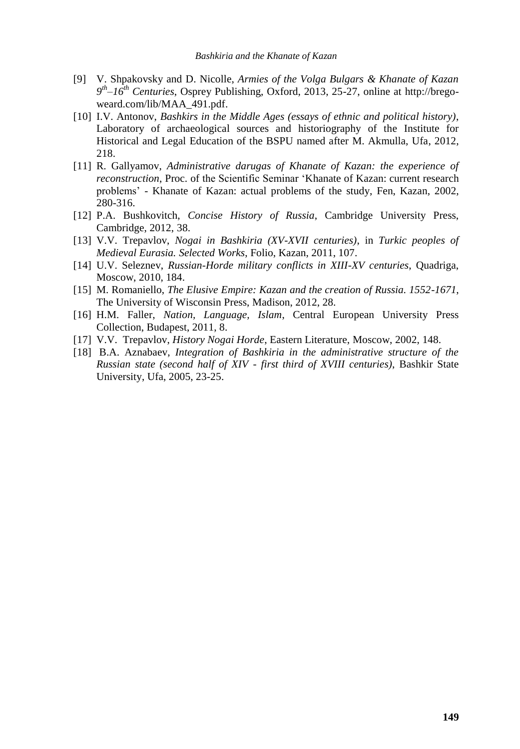[9] V. Shpakovsky and D. Nicolle, *Armies of the Volga Bulgars & Khanate of Kazan 9^th^–16^th^ Centuries*, Osprey Publishing, Oxford, 2013, 25-27, online at http://brego-weard.com/lib/MAA_491.pdf.

[10] I.V. Antonov, *Bashkirs in the Middle Ages (essays of ethnic and political history)*, Laboratory of archaeological sources and historiography of the Institute for Historical and Legal Education of the BSPU named after M. Akmulla, Ufa, 2012, 218.

[11] R. Gallyamov, *Administrative darugas of Khanate of Kazan: the experience of reconstruction*, Proc. of the Scientific Seminar 'Khanate of Kazan: current research problems' - Khanate of Kazan: actual problems of the study, Fen, Kazan, 2002, 280-316.

[12] P.A. Bushkovitch, *Concise History of Russia*, Cambridge University Press, Cambridge, 2012, 38.

[13] V.V. Trepavlov, *Nogai in Bashkiria (XV-XVII centuries)*, in *Turkic peoples of Medieval Eurasia. Selected Works*, Folio, Kazan, 2011, 107.

[14] U.V. Seleznev, *Russian-Horde military conflicts in XIII-XV centuries*, Quadriga, Moscow, 2010, 184.

[15] M. Romaniello, *The Elusive Empire: Kazan and the creation of Russia. 1552-1671*, The University of Wisconsin Press, Madison, 2012, 28.

[16] H.M. Faller, *Nation, Language, Islam*, Central European University Press Collection, Budapest, 2011, 8.

[17] V.V. Trepavlov, *History Nogai Horde*, Eastern Literature, Moscow, 2002, 148.

[18] B.A. Aznabaev, *Integration of Bashkiria in the administrative structure of the Russian state (second half of XIV - first third of XVIII centuries)*, Bashkir State University, Ufa, 2005, 23-25.